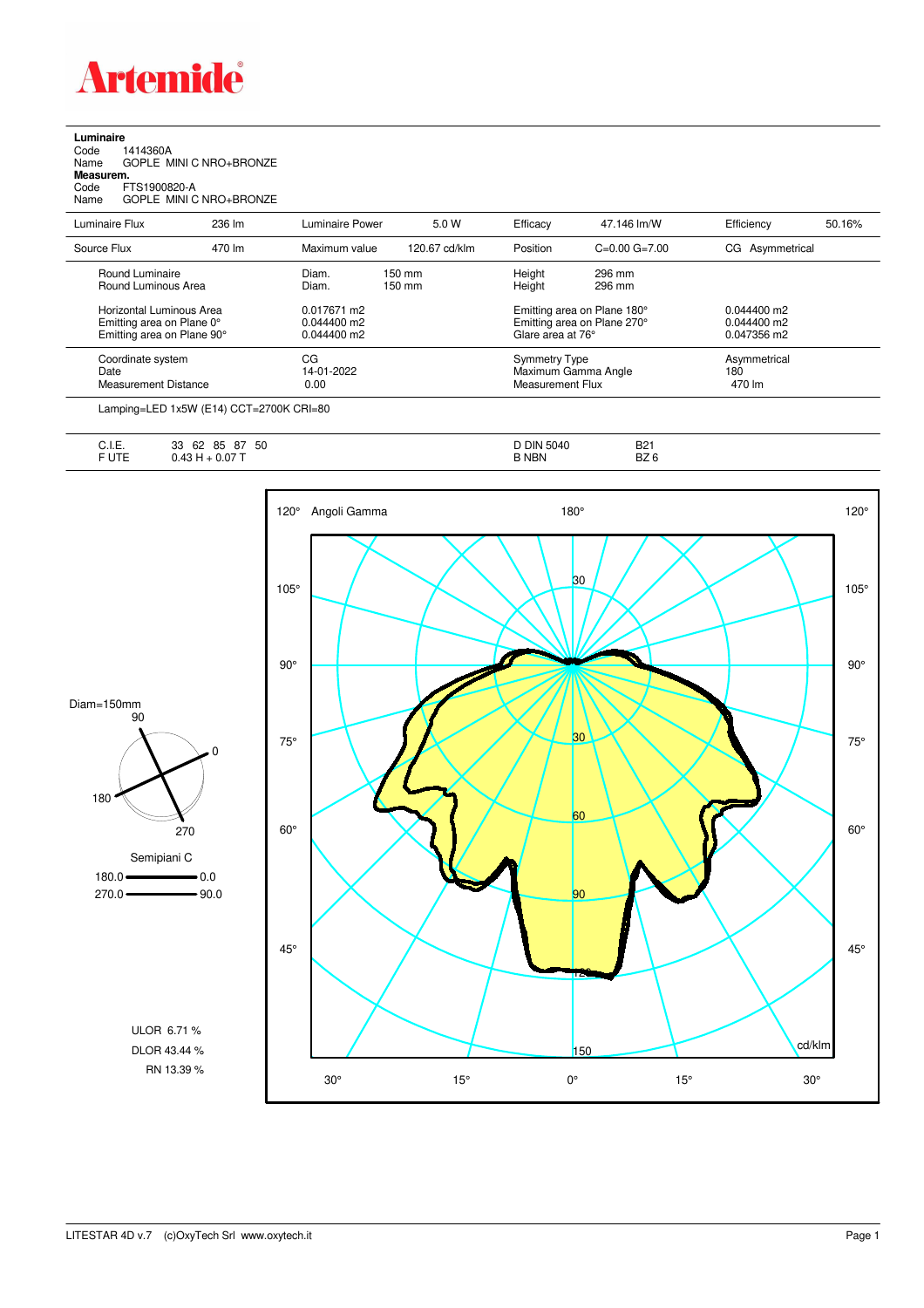# Artemide

**Luminaire**

Code 1414360A

Name GOPLE MINI C NRO+BRONZE

**Measurem.**

Code FTS1900820-A

Name GOPLE MINI C NRO+BRONZE

| Luminaire Flux | 236 lm | Luminaire Power | 5.0 W | Efficacy | 47.146 lm/W | Efficiency | 50.16% |
|---|---|---|---|---|---|---|---|
| Source Flux | 470 lm | Maximum value | 120.67 cd/klm | Position | C=0.00 G=7.00 | CG Asymmetrical | |

| | | | |
|---|---|---|---|
| Round Luminaire | Diam. 150 mm | Height 296 mm | |
| Round Luminous Area | Diam. 150 mm | Height 296 mm | |
| Horizontal Luminous Area | 0.017671 m2 | Emitting area on Plane 180° | 0.044400 m2 |
| Emitting area on Plane 0° | 0.044400 m2 | Emitting area on Plane 270° | 0.044400 m2 |
| Emitting area on Plane 90° | 0.044400 m2 | Glare area at 76° | 0.047356 m2 |
| Coordinate system | CG | Symmetry Type | Asymmetrical |
| Date | 14-01-2022 | Maximum Gamma Angle | 180 |
| Measurement Distance | 0.00 | Measurement Flux | 470 lm |

Lamping=LED 1x5W (E14) CCT=2700K CRI=80

| | | | |
|---|---|---|---|
| C.I.E. | 33 62 85 87 50 | D DIN 5040 | B21 |
| F UTE | 0.43 H + 0.07 T | B NBN | BZ 6 |

Diam=150mm

Semipiani C

180.0 — 0.0

270.0 — 90.0

ULOR 6.71 %

DLOR 43.44 %

RN 13.39 %

Angoli Gamma

cd/klm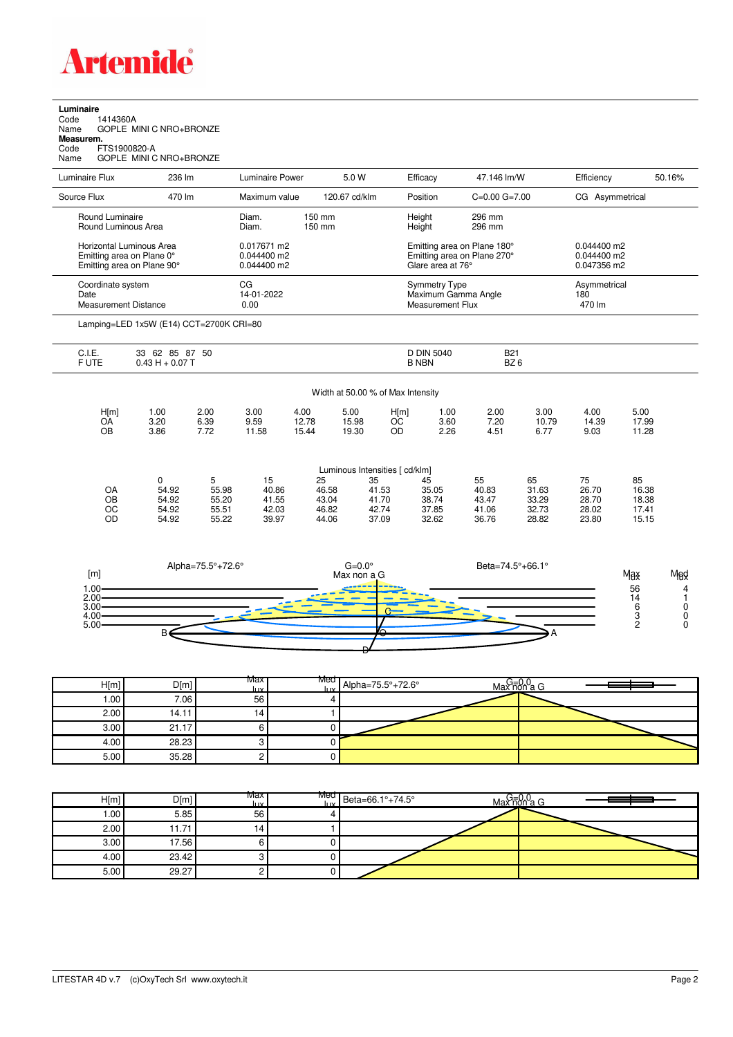**Artemide**

**Luminaire**
Code 1414360A
Name GOPLE MINI C NRO+BRONZE
**Measurem.**
Code FTS1900820-A
Name GOPLE MINI C NRO+BRONZE

| | | | | | | | |
|---|---|---|---|---|---|---|---|
| Luminaire Flux | 236 lm | Luminaire Power | 5.0 W | Efficacy | 47.146 lm/W | Efficiency | 50.16% |
| Source Flux | 470 lm | Maximum value | 120.67 cd/klm | Position | C=0.00 G=7.00 | CG | Asymmetrical |

| | | | | | |
|---|---|---|---|---|---|
| Round Luminaire | Diam. | 150 mm | Height | 296 mm | |
| Round Luminous Area | Diam. | 150 mm | Height | 296 mm | |
| Horizontal Luminous Area | 0.017671 m2 | | Emitting area on Plane 180° | | 0.044400 m2 |
| Emitting area on Plane 0° | 0.044400 m2 | | Emitting area on Plane 270° | | 0.044400 m2 |
| Emitting area on Plane 90° | 0.044400 m2 | | Glare area at 76° | | 0.047356 m2 |
| Coordinate system | CG | | Symmetry Type | | Asymmetrical |
| Date | 14-01-2022 | | Maximum Gamma Angle | | 180 |
| Measurement Distance | 0.00 | | Measurement Flux | | 470 lm |

Lamping=LED 1x5W (E14) CCT=2700K CRI=80

| | | | |
|---|---|---|---|
| C.I.E. | 33 62 85 87 50 | D DIN 5040 | B21 |
| F UTE | 0.43 H + 0.07 T | B NBN | BZ 6 |

Width at 50.00 % of Max Intensity

| H[m] | 1.00 | 2.00 | 3.00 | 4.00 | 5.00 | H[m] | 1.00 | 2.00 | 3.00 | 4.00 | 5.00 |
|---|---|---|---|---|---|---|---|---|---|---|---|
| OA | 3.20 | 6.39 | 9.59 | 12.78 | 15.98 | OC | 3.60 | 7.20 | 10.79 | 14.39 | 17.99 |
| OB | 3.86 | 7.72 | 11.58 | 15.44 | 19.30 | OD | 2.26 | 4.51 | 6.77 | 9.03 | 11.28 |

Luminous Intensities [ cd/klm]

| | 0 | 5 | 15 | 25 | 35 | 45 | 55 | 65 | 75 | 85 |
|---|---|---|---|---|---|---|---|---|---|---|
| OA | 54.92 | 55.98 | 40.86 | 46.58 | 41.53 | 35.05 | 40.83 | 31.63 | 26.70 | 16.38 |
| OB | 54.92 | 55.20 | 41.55 | 43.04 | 41.70 | 38.74 | 43.47 | 33.29 | 28.70 | 18.38 |
| OC | 54.92 | 55.51 | 42.03 | 46.82 | 42.74 | 37.85 | 41.06 | 32.73 | 28.02 | 17.41 |
| OD | 54.92 | 55.22 | 39.97 | 44.06 | 37.09 | 32.62 | 36.76 | 28.82 | 23.80 | 15.15 |

[m]
1.00
2.00
3.00
4.00
5.00
Alpha=75.5°+72.6°
G=0.0°
Max non a G
Beta=74.5°+66.1°
B C A D
Max lux: 56 14 6 3 2
Med lux: 4 1 0 0 0

| H[m] | D[m] | Max lux | Med lux | Alpha=75.5°+72.6° |
|---|---|---|---|---|
| 1.00 | 7.06 | 56 | 4 | |
| 2.00 | 14.11 | 14 | 1 | |
| 3.00 | 21.17 | 6 | 0 | |
| 4.00 | 28.23 | 3 | 0 | |
| 5.00 | 35.28 | 2 | 0 | |

G=0.0
Max non a G

| H[m] | D[m] | Max lux | Med lux | Beta=66.1°+74.5° |
|---|---|---|---|---|
| 1.00 | 5.85 | 56 | 4 | |
| 2.00 | 11.71 | 14 | 1 | |
| 3.00 | 17.56 | 6 | 0 | |
| 4.00 | 23.42 | 3 | 0 | |
| 5.00 | 29.27 | 2 | 0 | |

G=0.0
Max non a G

LITESTAR 4D v.7 (c)OxyTech Srl www.oxytech.it